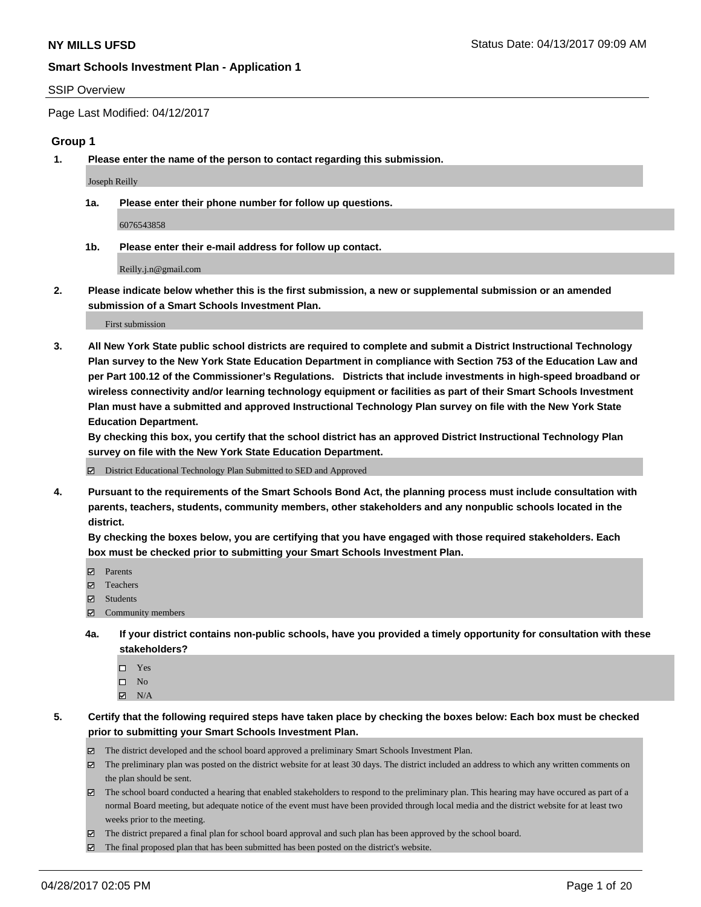**NY MILLS UFSD** Status Date: 04/13/2017 09:09 AM

**Smart Schools Investment Plan - Application 1**

SSIP Overview

Page Last Modified: 04/12/2017

### Group 1

**1. Please enter the name of the person to contact regarding this submission.**

Joseph Reilly

**1a. Please enter their phone number for follow up questions.**

6076543858

**1b. Please enter their e-mail address for follow up contact.**

Reilly.j.n@gmail.com

**2. Please indicate below whether this is the first submission, a new or supplemental submission or an amended submission of a Smart Schools Investment Plan.**

First submission

**3. All New York State public school districts are required to complete and submit a District Instructional Technology Plan survey to the New York State Education Department in compliance with Section 753 of the Education Law and per Part 100.12 of the Commissioner's Regulations. Districts that include investments in high-speed broadband or wireless connectivity and/or learning technology equipment or facilities as part of their Smart Schools Investment Plan must have a submitted and approved Instructional Technology Plan survey on file with the New York State Education Department.**
**By checking this box, you certify that the school district has an approved District Instructional Technology Plan survey on file with the New York State Education Department.**

- ☑ District Educational Technology Plan Submitted to SED and Approved

**4. Pursuant to the requirements of the Smart Schools Bond Act, the planning process must include consultation with parents, teachers, students, community members, other stakeholders and any nonpublic schools located in the district.**
**By checking the boxes below, you are certifying that you have engaged with those required stakeholders. Each box must be checked prior to submitting your Smart Schools Investment Plan.**

- ☑ Parents
- ☑ Teachers
- ☑ Students
- ☑ Community members

**4a. If your district contains non-public schools, have you provided a timely opportunity for consultation with these stakeholders?**

- ☐ Yes
- ☐ No
- ☑ N/A

**5. Certify that the following required steps have taken place by checking the boxes below: Each box must be checked prior to submitting your Smart Schools Investment Plan.**

- ☑ The district developed and the school board approved a preliminary Smart Schools Investment Plan.
- ☑ The preliminary plan was posted on the district website for at least 30 days. The district included an address to which any written comments on the plan should be sent.
- ☑ The school board conducted a hearing that enabled stakeholders to respond to the preliminary plan. This hearing may have occured as part of a normal Board meeting, but adequate notice of the event must have been provided through local media and the district website for at least two weeks prior to the meeting.
- ☑ The district prepared a final plan for school board approval and such plan has been approved by the school board.
- ☑ The final proposed plan that has been submitted has been posted on the district's website.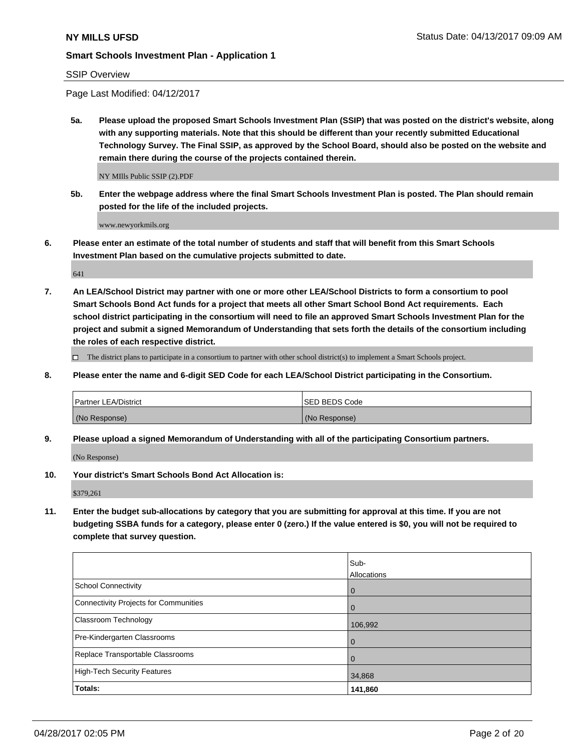SSIP Overview

Page Last Modified: 04/12/2017

**5a. Please upload the proposed Smart Schools Investment Plan (SSIP) that was posted on the district's website, along with any supporting materials. Note that this should be different than your recently submitted Educational Technology Survey. The Final SSIP, as approved by the School Board, should also be posted on the website and remain there during the course of the projects contained therein.**

NY MIlls Public SSIP (2).PDF

**5b. Enter the webpage address where the final Smart Schools Investment Plan is posted. The Plan should remain posted for the life of the included projects.**

www.newyorkmils.org

**6. Please enter an estimate of the total number of students and staff that will benefit from this Smart Schools Investment Plan based on the cumulative projects submitted to date.**

641

**7. An LEA/School District may partner with one or more other LEA/School Districts to form a consortium to pool Smart Schools Bond Act funds for a project that meets all other Smart School Bond Act requirements. Each school district participating in the consortium will need to file an approved Smart Schools Investment Plan for the project and submit a signed Memorandum of Understanding that sets forth the details of the consortium including the roles of each respective district.**

☐ The district plans to participate in a consortium to partner with other school district(s) to implement a Smart Schools project.

**8. Please enter the name and 6-digit SED Code for each LEA/School District participating in the Consortium.**

| Partner LEA/District | SED BEDS Code |
|---|---|
| (No Response) | (No Response) |

**9. Please upload a signed Memorandum of Understanding with all of the participating Consortium partners.**

(No Response)

**10. Your district's Smart Schools Bond Act Allocation is:**

$379,261

**11. Enter the budget sub-allocations by category that you are submitting for approval at this time. If you are not budgeting SSBA funds for a category, please enter 0 (zero.) If the value entered is $0, you will not be required to complete that survey question.**

| | Sub-Allocations |
|---|---|
| School Connectivity | 0 |
| Connectivity Projects for Communities | 0 |
| Classroom Technology | 106,992 |
| Pre-Kindergarten Classrooms | 0 |
| Replace Transportable Classrooms | 0 |
| High-Tech Security Features | 34,868 |
| **Totals:** | **141,860** |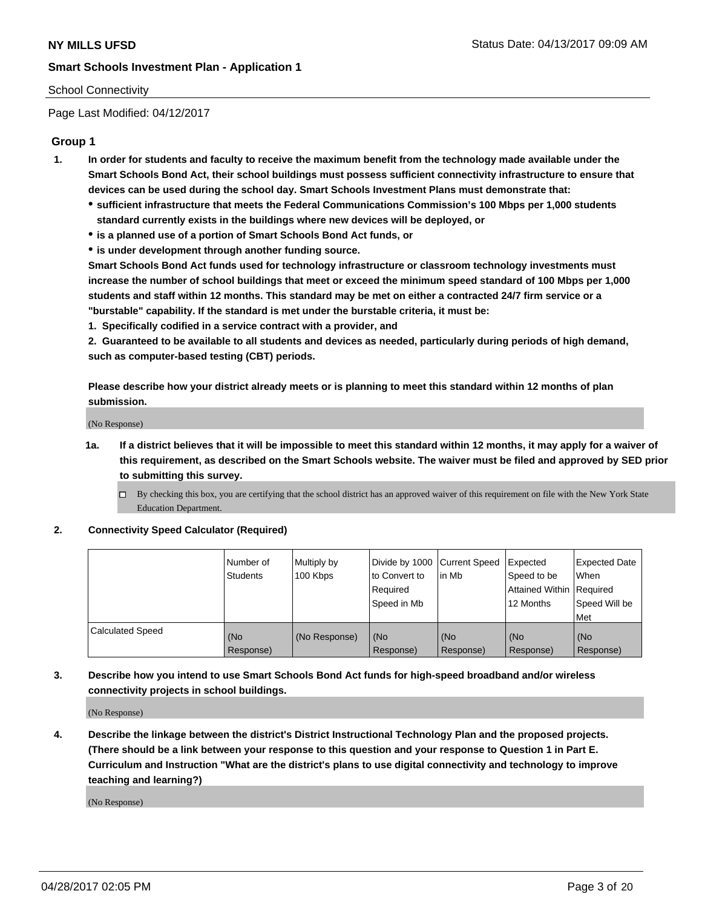School Connectivity

Page Last Modified: 04/12/2017

## Group 1

**1. In order for students and faculty to receive the maximum benefit from the technology made available under the Smart Schools Bond Act, their school buildings must possess sufficient connectivity infrastructure to ensure that devices can be used during the school day. Smart Schools Investment Plans must demonstrate that:**

- **sufficient infrastructure that meets the Federal Communications Commission's 100 Mbps per 1,000 students standard currently exists in the buildings where new devices will be deployed, or**
- **is a planned use of a portion of Smart Schools Bond Act funds, or**
- **is under development through another funding source.**

**Smart Schools Bond Act funds used for technology infrastructure or classroom technology investments must increase the number of school buildings that meet or exceed the minimum speed standard of 100 Mbps per 1,000 students and staff within 12 months. This standard may be met on either a contracted 24/7 firm service or a "burstable" capability. If the standard is met under the burstable criteria, it must be:**

**1. Specifically codified in a service contract with a provider, and**

**2. Guaranteed to be available to all students and devices as needed, particularly during periods of high demand, such as computer-based testing (CBT) periods.**

**Please describe how your district already meets or is planning to meet this standard within 12 months of plan submission.**

(No Response)

**1a. If a district believes that it will be impossible to meet this standard within 12 months, it may apply for a waiver of this requirement, as described on the Smart Schools website. The waiver must be filed and approved by SED prior to submitting this survey.**

☐ By checking this box, you are certifying that the school district has an approved waiver of this requirement on file with the New York State Education Department.

**2. Connectivity Speed Calculator (Required)**

| | Number of Students | Multiply by 100 Kbps | Divide by 1000 to Convert to Required Speed in Mb | Current Speed in Mb | Expected Speed to be Attained Within 12 Months | Expected Date When Required Speed Will be Met |
|---|---|---|---|---|---|---|
| Calculated Speed | (No Response) | (No Response) | (No Response) | (No Response) | (No Response) | (No Response) |

**3. Describe how you intend to use Smart Schools Bond Act funds for high-speed broadband and/or wireless connectivity projects in school buildings.**

(No Response)

**4. Describe the linkage between the district's District Instructional Technology Plan and the proposed projects. (There should be a link between your response to this question and your response to Question 1 in Part E. Curriculum and Instruction "What are the district's plans to use digital connectivity and technology to improve teaching and learning?)**

(No Response)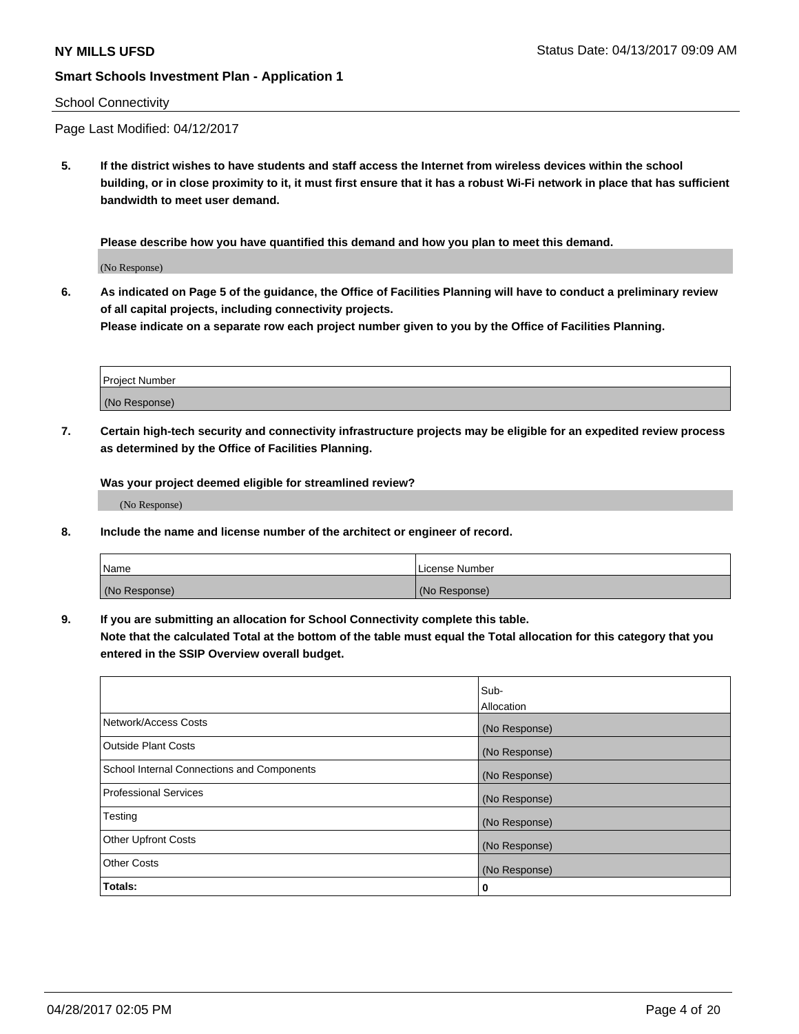School Connectivity

Page Last Modified: 04/12/2017

**5. If the district wishes to have students and staff access the Internet from wireless devices within the school building, or in close proximity to it, it must first ensure that it has a robust Wi-Fi network in place that has sufficient bandwidth to meet user demand.**

**Please describe how you have quantified this demand and how you plan to meet this demand.**

(No Response)

**6. As indicated on Page 5 of the guidance, the Office of Facilities Planning will have to conduct a preliminary review of all capital projects, including connectivity projects.**
**Please indicate on a separate row each project number given to you by the Office of Facilities Planning.**

| Project Number |
|---|
| (No Response) |

**7. Certain high-tech security and connectivity infrastructure projects may be eligible for an expedited review process as determined by the Office of Facilities Planning.**

**Was your project deemed eligible for streamlined review?**

(No Response)

**8. Include the name and license number of the architect or engineer of record.**

| Name | License Number |
|---|---|
| (No Response) | (No Response) |

**9. If you are submitting an allocation for School Connectivity complete this table.**
**Note that the calculated Total at the bottom of the table must equal the Total allocation for this category that you entered in the SSIP Overview overall budget.**

| | Sub-Allocation |
|---|---|
| Network/Access Costs | (No Response) |
| Outside Plant Costs | (No Response) |
| School Internal Connections and Components | (No Response) |
| Professional Services | (No Response) |
| Testing | (No Response) |
| Other Upfront Costs | (No Response) |
| Other Costs | (No Response) |
| **Totals:** | **0** |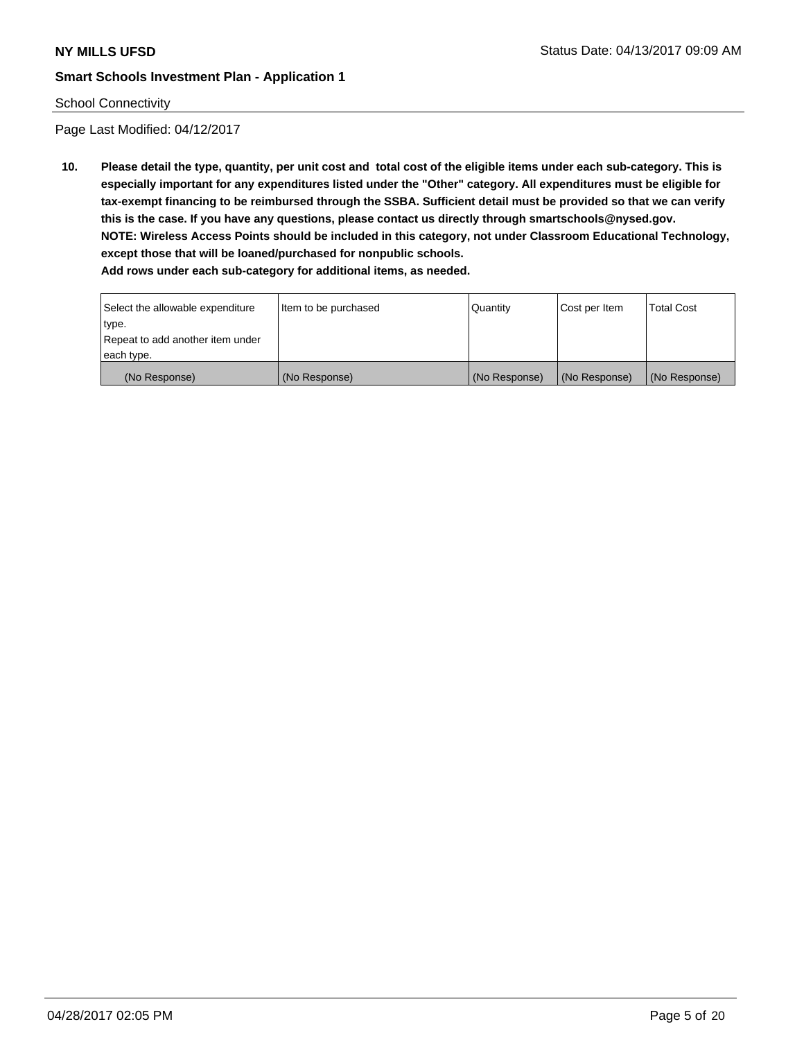School Connectivity

Page Last Modified: 04/12/2017

**10. Please detail the type, quantity, per unit cost and total cost of the eligible items under each sub-category. This is especially important for any expenditures listed under the "Other" category. All expenditures must be eligible for tax-exempt financing to be reimbursed through the SSBA. Sufficient detail must be provided so that we can verify this is the case. If you have any questions, please contact us directly through smartschools@nysed.gov.**
**NOTE: Wireless Access Points should be included in this category, not under Classroom Educational Technology, except those that will be loaned/purchased for nonpublic schools.**
**Add rows under each sub-category for additional items, as needed.**

| Select the allowable expenditure type. Repeat to add another item under each type. | Item to be purchased | Quantity | Cost per Item | Total Cost |
|---|---|---|---|---|
| (No Response) | (No Response) | (No Response) | (No Response) | (No Response) |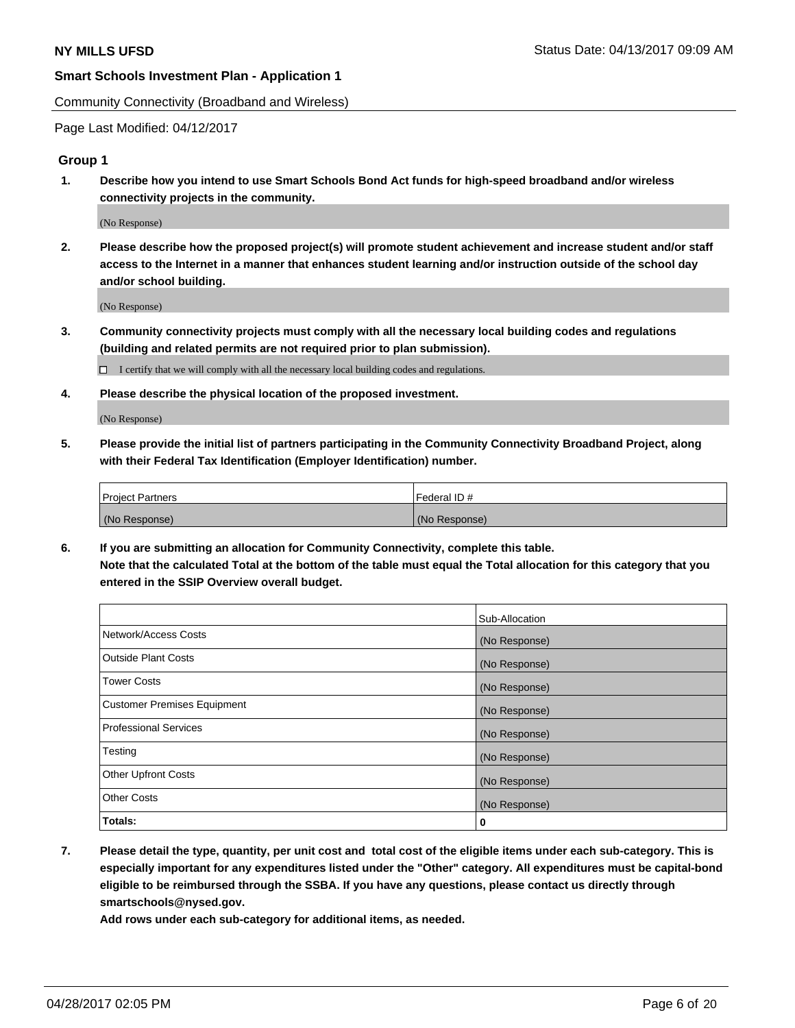Community Connectivity (Broadband and Wireless)

Page Last Modified: 04/12/2017

## Group 1

**1. Describe how you intend to use Smart Schools Bond Act funds for high-speed broadband and/or wireless connectivity projects in the community.**

(No Response)

**2. Please describe how the proposed project(s) will promote student achievement and increase student and/or staff access to the Internet in a manner that enhances student learning and/or instruction outside of the school day and/or school building.**

(No Response)

**3. Community connectivity projects must comply with all the necessary local building codes and regulations (building and related permits are not required prior to plan submission).**

☐ I certify that we will comply with all the necessary local building codes and regulations.

**4. Please describe the physical location of the proposed investment.**

(No Response)

**5. Please provide the initial list of partners participating in the Community Connectivity Broadband Project, along with their Federal Tax Identification (Employer Identification) number.**

| Project Partners | Federal ID # |
|---|---|
| (No Response) | (No Response) |

**6. If you are submitting an allocation for Community Connectivity, complete this table.**
**Note that the calculated Total at the bottom of the table must equal the Total allocation for this category that you entered in the SSIP Overview overall budget.**

| | Sub-Allocation |
|---|---|
| Network/Access Costs | (No Response) |
| Outside Plant Costs | (No Response) |
| Tower Costs | (No Response) |
| Customer Premises Equipment | (No Response) |
| Professional Services | (No Response) |
| Testing | (No Response) |
| Other Upfront Costs | (No Response) |
| Other Costs | (No Response) |
| **Totals:** | **0** |

**7. Please detail the type, quantity, per unit cost and total cost of the eligible items under each sub-category. This is especially important for any expenditures listed under the "Other" category. All expenditures must be capital-bond eligible to be reimbursed through the SSBA. If you have any questions, please contact us directly through smartschools@nysed.gov.**
**Add rows under each sub-category for additional items, as needed.**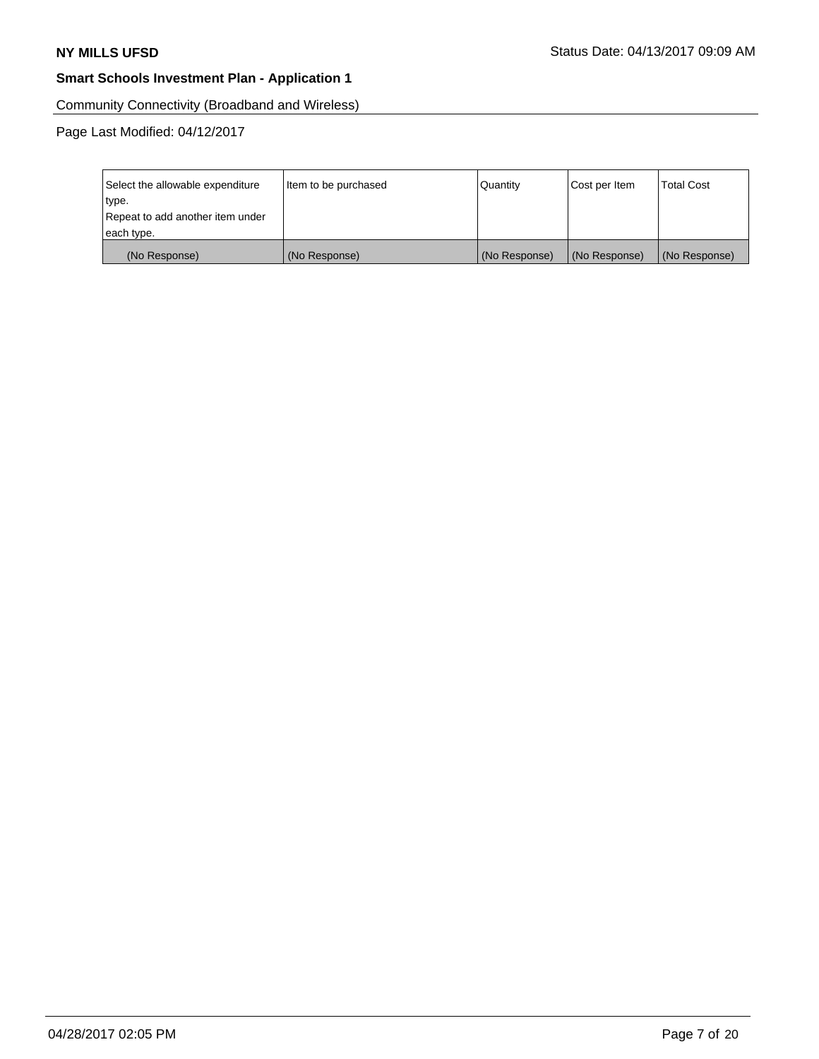Community Connectivity (Broadband and Wireless)

Page Last Modified: 04/12/2017

| Select the allowable expenditure type. Repeat to add another item under each type. | Item to be purchased | Quantity | Cost per Item | Total Cost |
|---|---|---|---|---|
| (No Response) | (No Response) | (No Response) | (No Response) | (No Response) |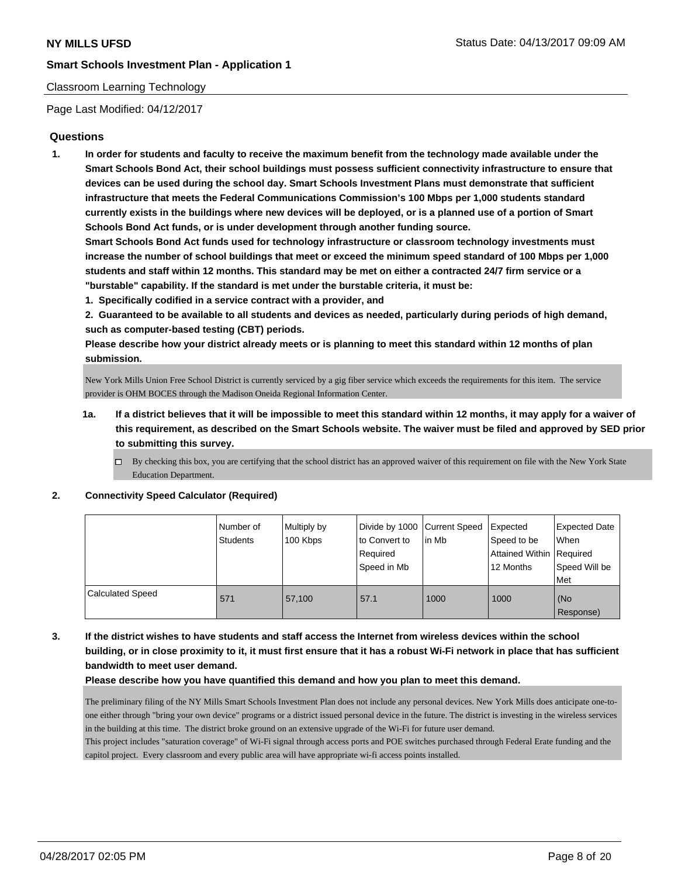Classroom Learning Technology

Page Last Modified: 04/12/2017

## Questions

**1. In order for students and faculty to receive the maximum benefit from the technology made available under the Smart Schools Bond Act, their school buildings must possess sufficient connectivity infrastructure to ensure that devices can be used during the school day. Smart Schools Investment Plans must demonstrate that sufficient infrastructure that meets the Federal Communications Commission's 100 Mbps per 1,000 students standard currently exists in the buildings where new devices will be deployed, or is a planned use of a portion of Smart Schools Bond Act funds, or is under development through another funding source.**

**Smart Schools Bond Act funds used for technology infrastructure or classroom technology investments must increase the number of school buildings that meet or exceed the minimum speed standard of 100 Mbps per 1,000 students and staff within 12 months. This standard may be met on either a contracted 24/7 firm service or a "burstable" capability. If the standard is met under the burstable criteria, it must be:**

**1. Specifically codified in a service contract with a provider, and**

**2. Guaranteed to be available to all students and devices as needed, particularly during periods of high demand, such as computer-based testing (CBT) periods.**

**Please describe how your district already meets or is planning to meet this standard within 12 months of plan submission.**

New York Mills Union Free School District is currently serviced by a gig fiber service which exceeds the requirements for this item. The service provider is OHM BOCES through the Madison Oneida Regional Information Center.

**1a. If a district believes that it will be impossible to meet this standard within 12 months, it may apply for a waiver of this requirement, as described on the Smart Schools website. The waiver must be filed and approved by SED prior to submitting this survey.**

☐ By checking this box, you are certifying that the school district has an approved waiver of this requirement on file with the New York State Education Department.

**2. Connectivity Speed Calculator (Required)**

| | Number of Students | Multiply by 100 Kbps | Divide by 1000 to Convert to Required Speed in Mb | Current Speed in Mb | Expected Speed to be Attained Within 12 Months | Expected Date When Required Speed Will be Met |
|---|---|---|---|---|---|---|
| Calculated Speed | 571 | 57,100 | 57.1 | 1000 | 1000 | (No Response) |

**3. If the district wishes to have students and staff access the Internet from wireless devices within the school building, or in close proximity to it, it must first ensure that it has a robust Wi-Fi network in place that has sufficient bandwidth to meet user demand.**

**Please describe how you have quantified this demand and how you plan to meet this demand.**

The preliminary filing of the NY Mills Smart Schools Investment Plan does not include any personal devices. New York Mills does anticipate one-to-one either through "bring your own device" programs or a district issued personal device in the future. The district is investing in the wireless services in the building at this time. The district broke ground on an extensive upgrade of the Wi-Fi for future user demand.
This project includes "saturation coverage" of Wi-Fi signal through access ports and POE switches purchased through Federal Erate funding and the capitol project. Every classroom and every public area will have appropriate wi-fi access points installed.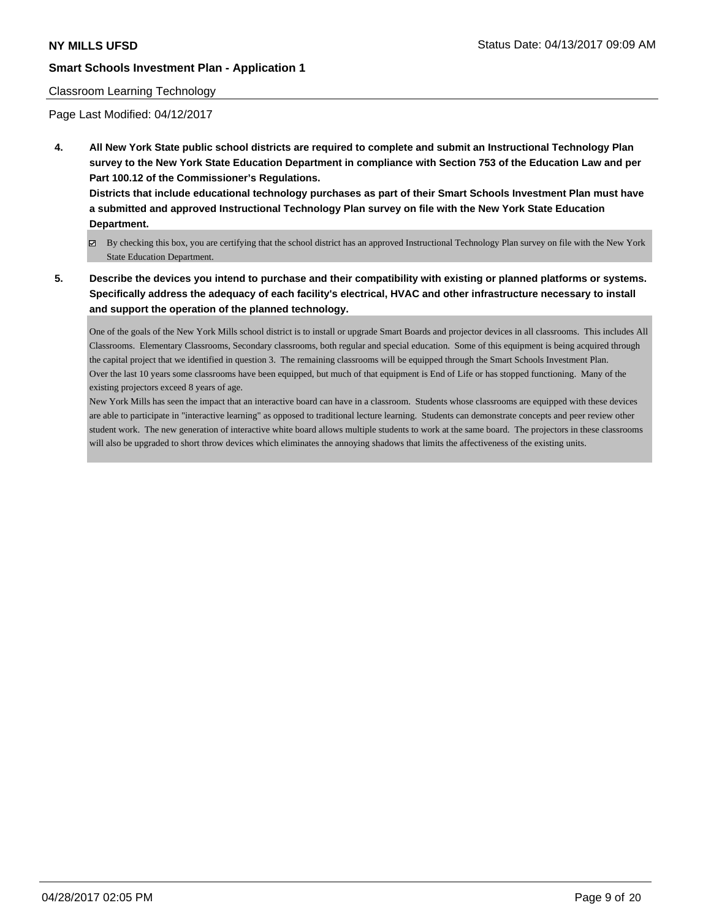Classroom Learning Technology

Page Last Modified: 04/12/2017

**4. All New York State public school districts are required to complete and submit an Instructional Technology Plan survey to the New York State Education Department in compliance with Section 753 of the Education Law and per Part 100.12 of the Commissioner's Regulations.**

**Districts that include educational technology purchases as part of their Smart Schools Investment Plan must have a submitted and approved Instructional Technology Plan survey on file with the New York State Education Department.**

☑ By checking this box, you are certifying that the school district has an approved Instructional Technology Plan survey on file with the New York State Education Department.

**5. Describe the devices you intend to purchase and their compatibility with existing or planned platforms or systems. Specifically address the adequacy of each facility's electrical, HVAC and other infrastructure necessary to install and support the operation of the planned technology.**

One of the goals of the New York Mills school district is to install or upgrade Smart Boards and projector devices in all classrooms. This includes All Classrooms. Elementary Classrooms, Secondary classrooms, both regular and special education. Some of this equipment is being acquired through the capital project that we identified in question 3. The remaining classrooms will be equipped through the Smart Schools Investment Plan.
Over the last 10 years some classrooms have been equipped, but much of that equipment is End of Life or has stopped functioning. Many of the existing projectors exceed 8 years of age.
New York Mills has seen the impact that an interactive board can have in a classroom. Students whose classrooms are equipped with these devices are able to participate in "interactive learning" as opposed to traditional lecture learning. Students can demonstrate concepts and peer review other student work. The new generation of interactive white board allows multiple students to work at the same board. The projectors in these classrooms will also be upgraded to short throw devices which eliminates the annoying shadows that limits the affectiveness of the existing units.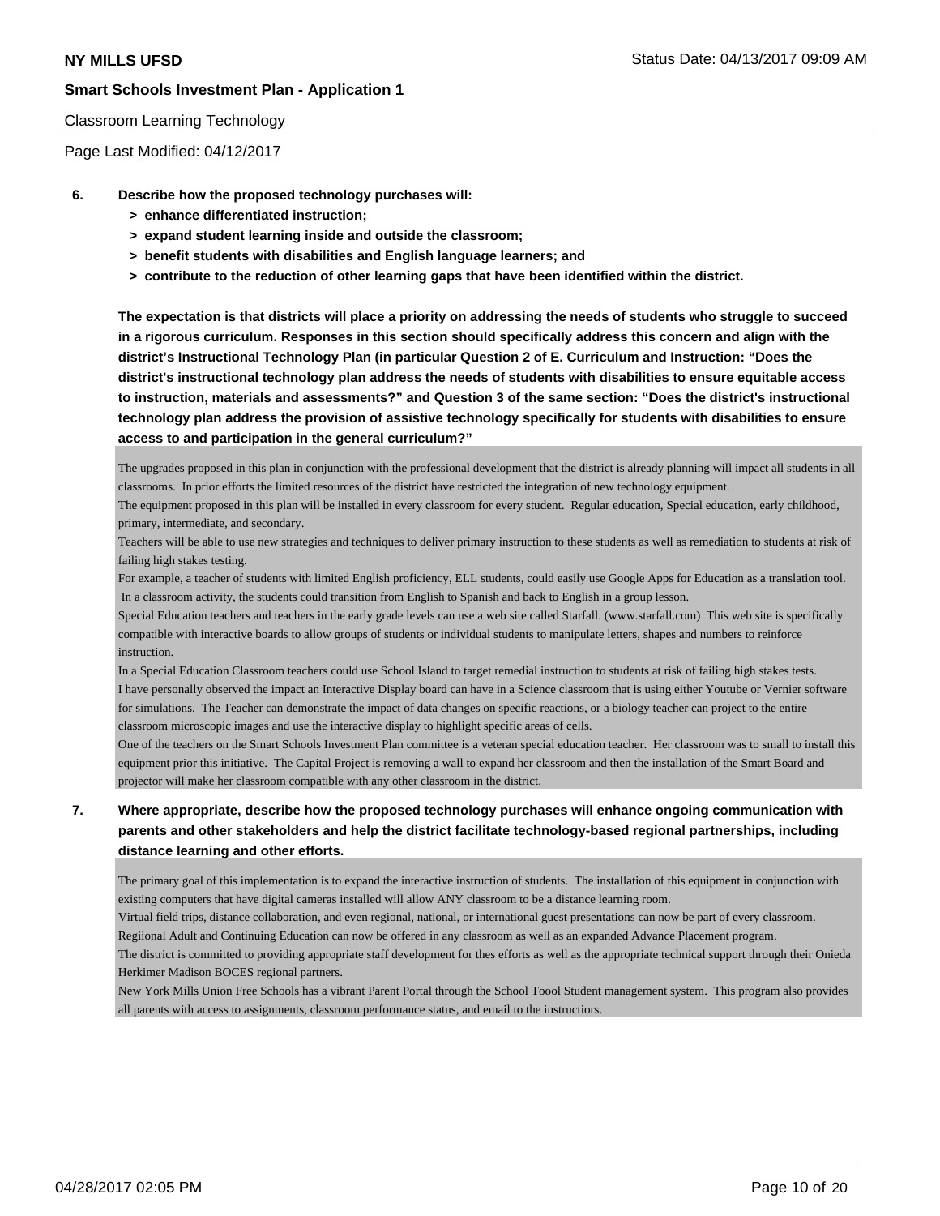Classroom Learning Technology

Page Last Modified: 04/12/2017

**6. Describe how the proposed technology purchases will:**

- **> enhance differentiated instruction;**
- **> expand student learning inside and outside the classroom;**
- **> benefit students with disabilities and English language learners; and**
- **> contribute to the reduction of other learning gaps that have been identified within the district.**

**The expectation is that districts will place a priority on addressing the needs of students who struggle to succeed in a rigorous curriculum. Responses in this section should specifically address this concern and align with the district's Instructional Technology Plan (in particular Question 2 of E. Curriculum and Instruction: "Does the district's instructional technology plan address the needs of students with disabilities to ensure equitable access to instruction, materials and assessments?" and Question 3 of the same section: "Does the district's instructional technology plan address the provision of assistive technology specifically for students with disabilities to ensure access to and participation in the general curriculum?"**

The upgrades proposed in this plan in conjunction with the professional development that the district is already planning will impact all students in all classrooms. In prior efforts the limited resources of the district have restricted the integration of new technology equipment.
The equipment proposed in this plan will be installed in every classroom for every student. Regular education, Special education, early childhood, primary, intermediate, and secondary.
Teachers will be able to use new strategies and techniques to deliver primary instruction to these students as well as remediation to students at risk of failing high stakes testing.
For example, a teacher of students with limited English proficiency, ELL students, could easily use Google Apps for Education as a translation tool. In a classroom activity, the students could transition from English to Spanish and back to English in a group lesson.
Special Education teachers and teachers in the early grade levels can use a web site called Starfall. (www.starfall.com) This web site is specifically compatible with interactive boards to allow groups of students or individual students to manipulate letters, shapes and numbers to reinforce instruction.
In a Special Education Classroom teachers could use School Island to target remedial instruction to students at risk of failing high stakes tests.
I have personally observed the impact an Interactive Display board can have in a Science classroom that is using either Youtube or Vernier software for simulations. The Teacher can demonstrate the impact of data changes on specific reactions, or a biology teacher can project to the entire classroom microscopic images and use the interactive display to highlight specific areas of cells.
One of the teachers on the Smart Schools Investment Plan committee is a veteran special education teacher. Her classroom was to small to install this equipment prior this initiative. The Capital Project is removing a wall to expand her classroom and then the installation of the Smart Board and projector will make her classroom compatible with any other classroom in the district.

**7. Where appropriate, describe how the proposed technology purchases will enhance ongoing communication with parents and other stakeholders and help the district facilitate technology-based regional partnerships, including distance learning and other efforts.**

The primary goal of this implementation is to expand the interactive instruction of students. The installation of this equipment in conjunction with existing computers that have digital cameras installed will allow ANY classroom to be a distance learning room.
Virtual field trips, distance collaboration, and even regional, national, or international guest presentations can now be part of every classroom.
Regiional Adult and Continuing Education can now be offered in any classroom as well as an expanded Advance Placement program.
The district is committed to providing appropriate staff development for thes efforts as well as the appropriate technical support through their Onieda Herkimer Madison BOCES regional partners.
New York Mills Union Free Schools has a vibrant Parent Portal through the School Toool Student management system. This program also provides all parents with access to assignments, classroom performance status, and email to the instructiors.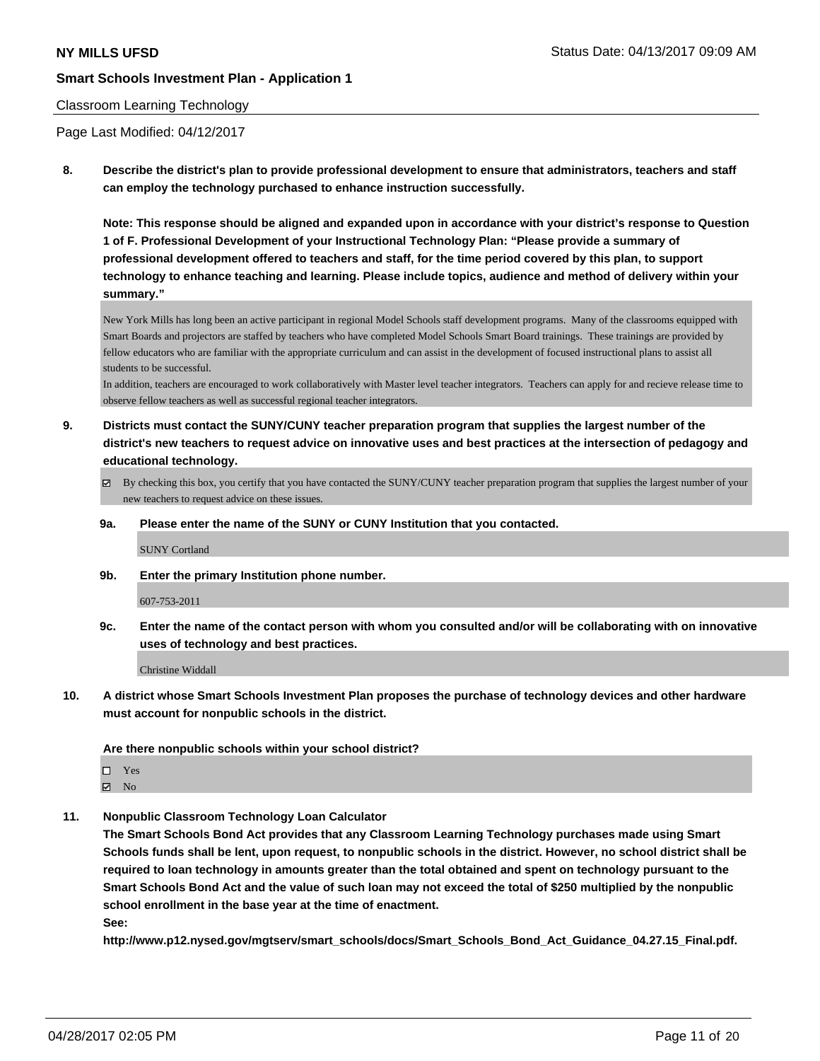Classroom Learning Technology

Page Last Modified: 04/12/2017

**8. Describe the district's plan to provide professional development to ensure that administrators, teachers and staff can employ the technology purchased to enhance instruction successfully.**

**Note: This response should be aligned and expanded upon in accordance with your district's response to Question 1 of F. Professional Development of your Instructional Technology Plan: "Please provide a summary of professional development offered to teachers and staff, for the time period covered by this plan, to support technology to enhance teaching and learning. Please include topics, audience and method of delivery within your summary."**

New York Mills has long been an active participant in regional Model Schools staff development programs. Many of the classrooms equipped with Smart Boards and projectors are staffed by teachers who have completed Model Schools Smart Board trainings. These trainings are provided by fellow educators who are familiar with the appropriate curriculum and can assist in the development of focused instructional plans to assist all students to be successful.
In addition, teachers are encouraged to work collaboratively with Master level teacher integrators. Teachers can apply for and recieve release time to observe fellow teachers as well as successful regional teacher integrators.

**9. Districts must contact the SUNY/CUNY teacher preparation program that supplies the largest number of the district's new teachers to request advice on innovative uses and best practices at the intersection of pedagogy and educational technology.**

☑ By checking this box, you certify that you have contacted the SUNY/CUNY teacher preparation program that supplies the largest number of your new teachers to request advice on these issues.

**9a. Please enter the name of the SUNY or CUNY Institution that you contacted.**

SUNY Cortland

**9b. Enter the primary Institution phone number.**

607-753-2011

**9c. Enter the name of the contact person with whom you consulted and/or will be collaborating with on innovative uses of technology and best practices.**

Christine Widdall

**10. A district whose Smart Schools Investment Plan proposes the purchase of technology devices and other hardware must account for nonpublic schools in the district.**

**Are there nonpublic schools within your school district?**

☐ Yes
☑ No

**11. Nonpublic Classroom Technology Loan Calculator**
**The Smart Schools Bond Act provides that any Classroom Learning Technology purchases made using Smart Schools funds shall be lent, upon request, to nonpublic schools in the district. However, no school district shall be required to loan technology in amounts greater than the total obtained and spent on technology pursuant to the Smart Schools Bond Act and the value of such loan may not exceed the total of $250 multiplied by the nonpublic school enrollment in the base year at the time of enactment.**
**See:**
**http://www.p12.nysed.gov/mgtserv/smart_schools/docs/Smart_Schools_Bond_Act_Guidance_04.27.15_Final.pdf.**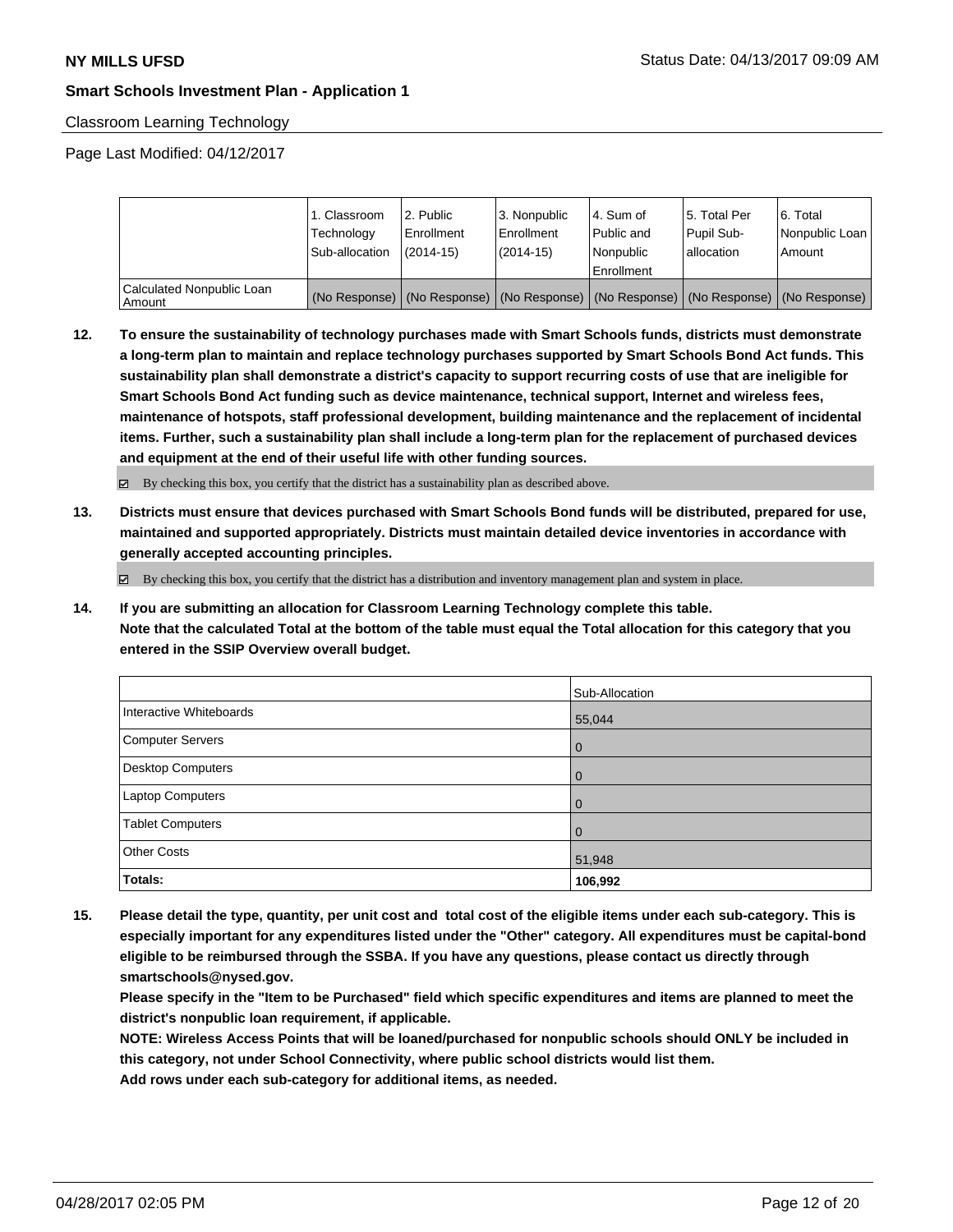Classroom Learning Technology

Page Last Modified: 04/12/2017

| | 1. Classroom Technology Sub-allocation | 2. Public Enrollment (2014-15) | 3. Nonpublic Enrollment (2014-15) | 4. Sum of Public and Nonpublic Enrollment | 5. Total Per Pupil Sub-allocation | 6. Total Nonpublic Loan Amount |
|---|---|---|---|---|---|---|
| Calculated Nonpublic Loan Amount | (No Response) | (No Response) | (No Response) | (No Response) | (No Response) | (No Response) |

**12. To ensure the sustainability of technology purchases made with Smart Schools funds, districts must demonstrate a long-term plan to maintain and replace technology purchases supported by Smart Schools Bond Act funds. This sustainability plan shall demonstrate a district's capacity to support recurring costs of use that are ineligible for Smart Schools Bond Act funding such as device maintenance, technical support, Internet and wireless fees, maintenance of hotspots, staff professional development, building maintenance and the replacement of incidental items. Further, such a sustainability plan shall include a long-term plan for the replacement of purchased devices and equipment at the end of their useful life with other funding sources.**

☑ By checking this box, you certify that the district has a sustainability plan as described above.

**13. Districts must ensure that devices purchased with Smart Schools Bond funds will be distributed, prepared for use, maintained and supported appropriately. Districts must maintain detailed device inventories in accordance with generally accepted accounting principles.**

☑ By checking this box, you certify that the district has a distribution and inventory management plan and system in place.

**14. If you are submitting an allocation for Classroom Learning Technology complete this table.**
**Note that the calculated Total at the bottom of the table must equal the Total allocation for this category that you entered in the SSIP Overview overall budget.**

| | Sub-Allocation |
|---|---|
| Interactive Whiteboards | 55,044 |
| Computer Servers | 0 |
| Desktop Computers | 0 |
| Laptop Computers | 0 |
| Tablet Computers | 0 |
| Other Costs | 51,948 |
| **Totals:** | **106,992** |

**15. Please detail the type, quantity, per unit cost and total cost of the eligible items under each sub-category. This is especially important for any expenditures listed under the "Other" category. All expenditures must be capital-bond eligible to be reimbursed through the SSBA. If you have any questions, please contact us directly through smartschools@nysed.gov.**
**Please specify in the "Item to be Purchased" field which specific expenditures and items are planned to meet the district's nonpublic loan requirement, if applicable.**
**NOTE: Wireless Access Points that will be loaned/purchased for nonpublic schools should ONLY be included in this category, not under School Connectivity, where public school districts would list them.**
**Add rows under each sub-category for additional items, as needed.**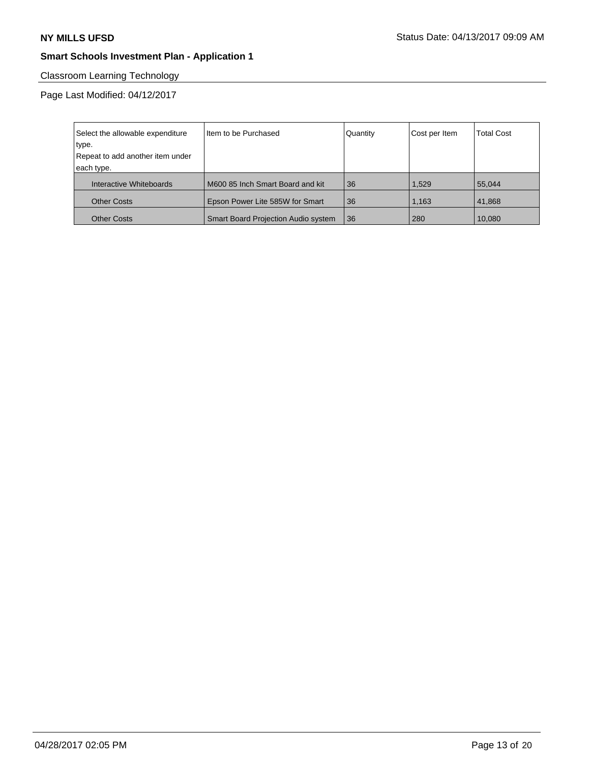**NY MILLS UFSD**

Status Date: 04/13/2017 09:09 AM

**Smart Schools Investment Plan - Application 1**

Classroom Learning Technology

Page Last Modified: 04/12/2017

| Select the allowable expenditure type. Repeat to add another item under each type. | Item to be Purchased | Quantity | Cost per Item | Total Cost |
|---|---|---|---|---|
| Interactive Whiteboards | M600 85 Inch Smart Board and kit | 36 | 1,529 | 55,044 |
| Other Costs | Epson Power Lite 585W for Smart | 36 | 1,163 | 41,868 |
| Other Costs | Smart Board Projection Audio system | 36 | 280 | 10,080 |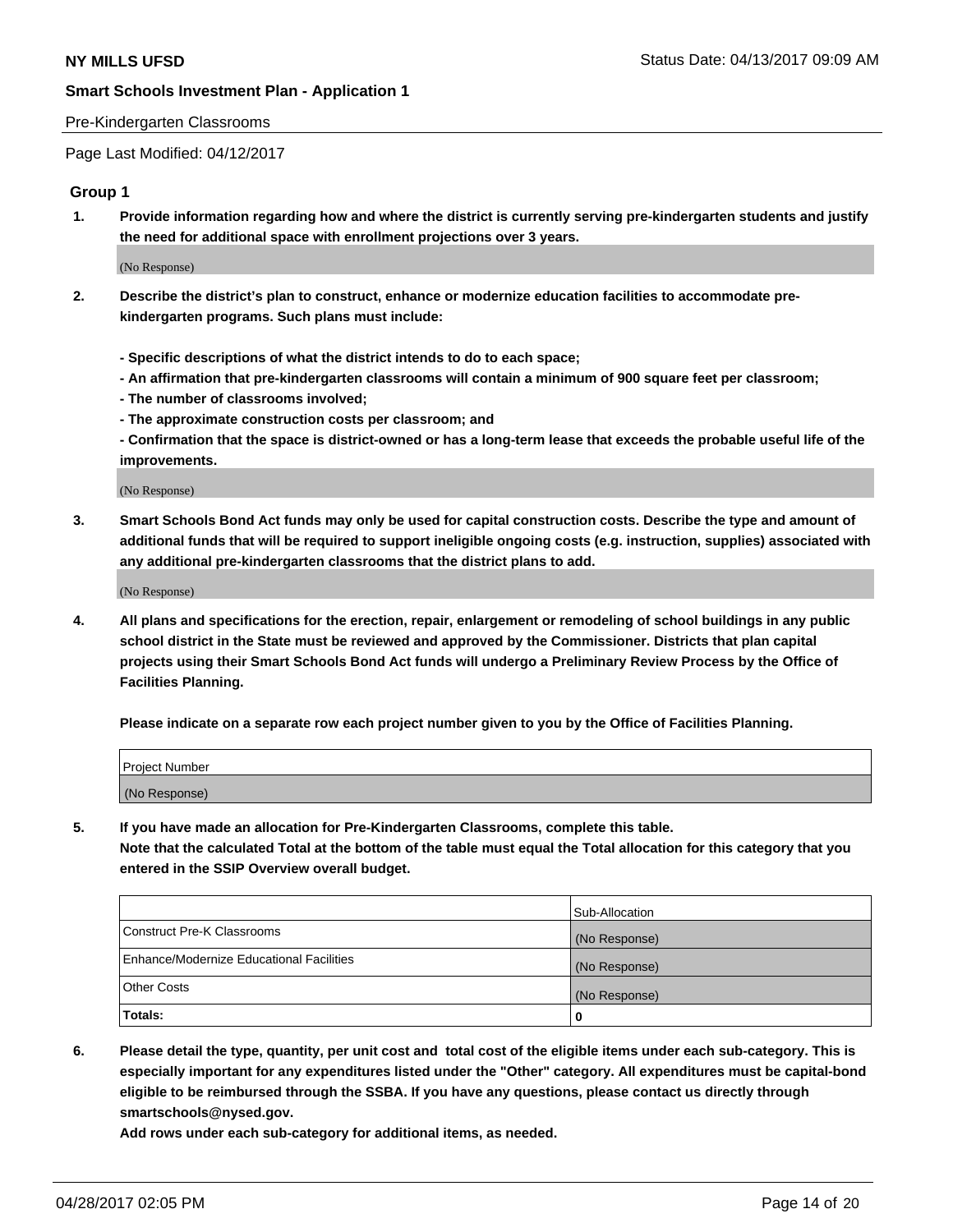Pre-Kindergarten Classrooms

Page Last Modified: 04/12/2017

## Group 1

**1. Provide information regarding how and where the district is currently serving pre-kindergarten students and justify the need for additional space with enrollment projections over 3 years.**

(No Response)

**2. Describe the district's plan to construct, enhance or modernize education facilities to accommodate pre-kindergarten programs. Such plans must include:**

**- Specific descriptions of what the district intends to do to each space;**
**- An affirmation that pre-kindergarten classrooms will contain a minimum of 900 square feet per classroom;**
**- The number of classrooms involved;**
**- The approximate construction costs per classroom; and**
**- Confirmation that the space is district-owned or has a long-term lease that exceeds the probable useful life of the improvements.**

(No Response)

**3. Smart Schools Bond Act funds may only be used for capital construction costs. Describe the type and amount of additional funds that will be required to support ineligible ongoing costs (e.g. instruction, supplies) associated with any additional pre-kindergarten classrooms that the district plans to add.**

(No Response)

**4. All plans and specifications for the erection, repair, enlargement or remodeling of school buildings in any public school district in the State must be reviewed and approved by the Commissioner. Districts that plan capital projects using their Smart Schools Bond Act funds will undergo a Preliminary Review Process by the Office of Facilities Planning.**

**Please indicate on a separate row each project number given to you by the Office of Facilities Planning.**

| Project Number |
|---|
| (No Response) |

**5. If you have made an allocation for Pre-Kindergarten Classrooms, complete this table.**
**Note that the calculated Total at the bottom of the table must equal the Total allocation for this category that you entered in the SSIP Overview overall budget.**

| | Sub-Allocation |
|---|---|
| Construct Pre-K Classrooms | (No Response) |
| Enhance/Modernize Educational Facilities | (No Response) |
| Other Costs | (No Response) |
| **Totals:** | **0** |

**6. Please detail the type, quantity, per unit cost and total cost of the eligible items under each sub-category. This is especially important for any expenditures listed under the "Other" category. All expenditures must be capital-bond eligible to be reimbursed through the SSBA. If you have any questions, please contact us directly through smartschools@nysed.gov.**
**Add rows under each sub-category for additional items, as needed.**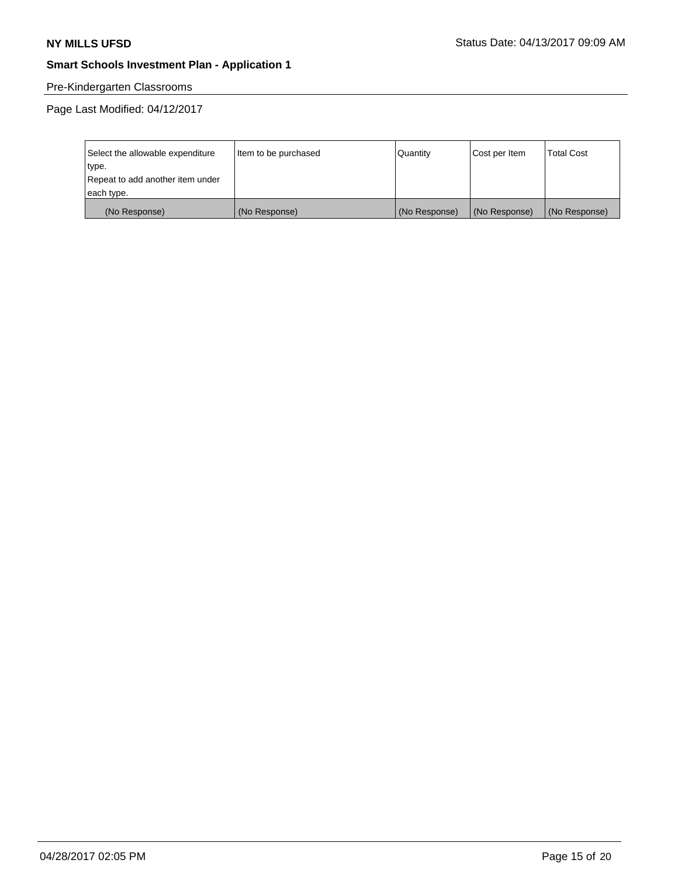**NY MILLS UFSD**

Status Date: 04/13/2017 09:09 AM

## Smart Schools Investment Plan - Application 1

Pre-Kindergarten Classrooms

Page Last Modified: 04/12/2017

| Select the allowable expenditure type. Repeat to add another item under each type. | Item to be purchased | Quantity | Cost per Item | Total Cost |
|---|---|---|---|---|
| (No Response) | (No Response) | (No Response) | (No Response) | (No Response) |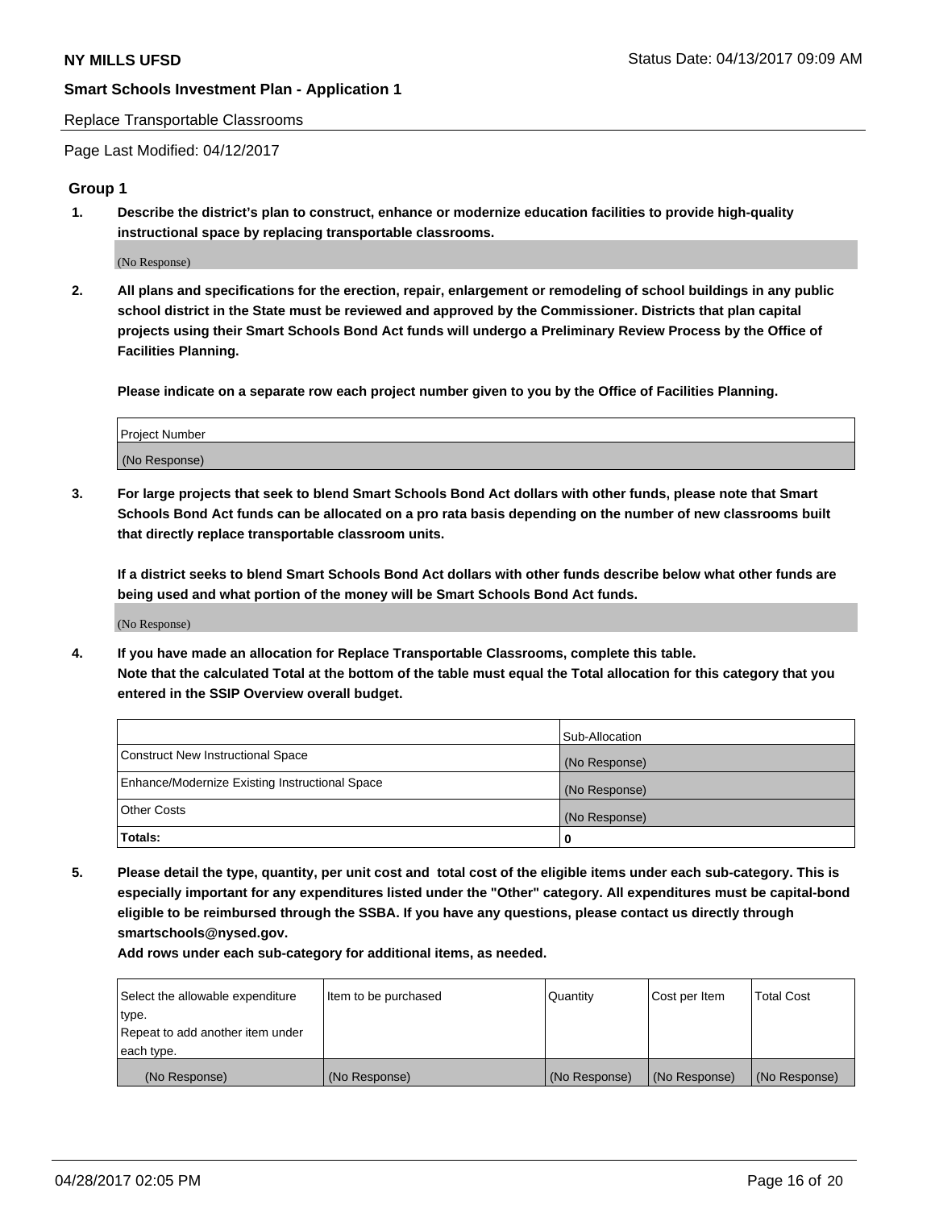Replace Transportable Classrooms

Page Last Modified: 04/12/2017

## Group 1

**1. Describe the district's plan to construct, enhance or modernize education facilities to provide high-quality instructional space by replacing transportable classrooms.**

(No Response)

**2. All plans and specifications for the erection, repair, enlargement or remodeling of school buildings in any public school district in the State must be reviewed and approved by the Commissioner. Districts that plan capital projects using their Smart Schools Bond Act funds will undergo a Preliminary Review Process by the Office of Facilities Planning.**

**Please indicate on a separate row each project number given to you by the Office of Facilities Planning.**

| Project Number |
| --- |
| (No Response) |

**3. For large projects that seek to blend Smart Schools Bond Act dollars with other funds, please note that Smart Schools Bond Act funds can be allocated on a pro rata basis depending on the number of new classrooms built that directly replace transportable classroom units.**

**If a district seeks to blend Smart Schools Bond Act dollars with other funds describe below what other funds are being used and what portion of the money will be Smart Schools Bond Act funds.**

(No Response)

**4. If you have made an allocation for Replace Transportable Classrooms, complete this table. Note that the calculated Total at the bottom of the table must equal the Total allocation for this category that you entered in the SSIP Overview overall budget.**

| | Sub-Allocation |
| --- | --- |
| Construct New Instructional Space | (No Response) |
| Enhance/Modernize Existing Instructional Space | (No Response) |
| Other Costs | (No Response) |
| **Totals:** | 0 |

**5. Please detail the type, quantity, per unit cost and total cost of the eligible items under each sub-category. This is especially important for any expenditures listed under the "Other" category. All expenditures must be capital-bond eligible to be reimbursed through the SSBA. If you have any questions, please contact us directly through smartschools@nysed.gov.**

**Add rows under each sub-category for additional items, as needed.**

| Select the allowable expenditure type. Repeat to add another item under each type. | Item to be purchased | Quantity | Cost per Item | Total Cost |
| --- | --- | --- | --- | --- |
| (No Response) | (No Response) | (No Response) | (No Response) | (No Response) |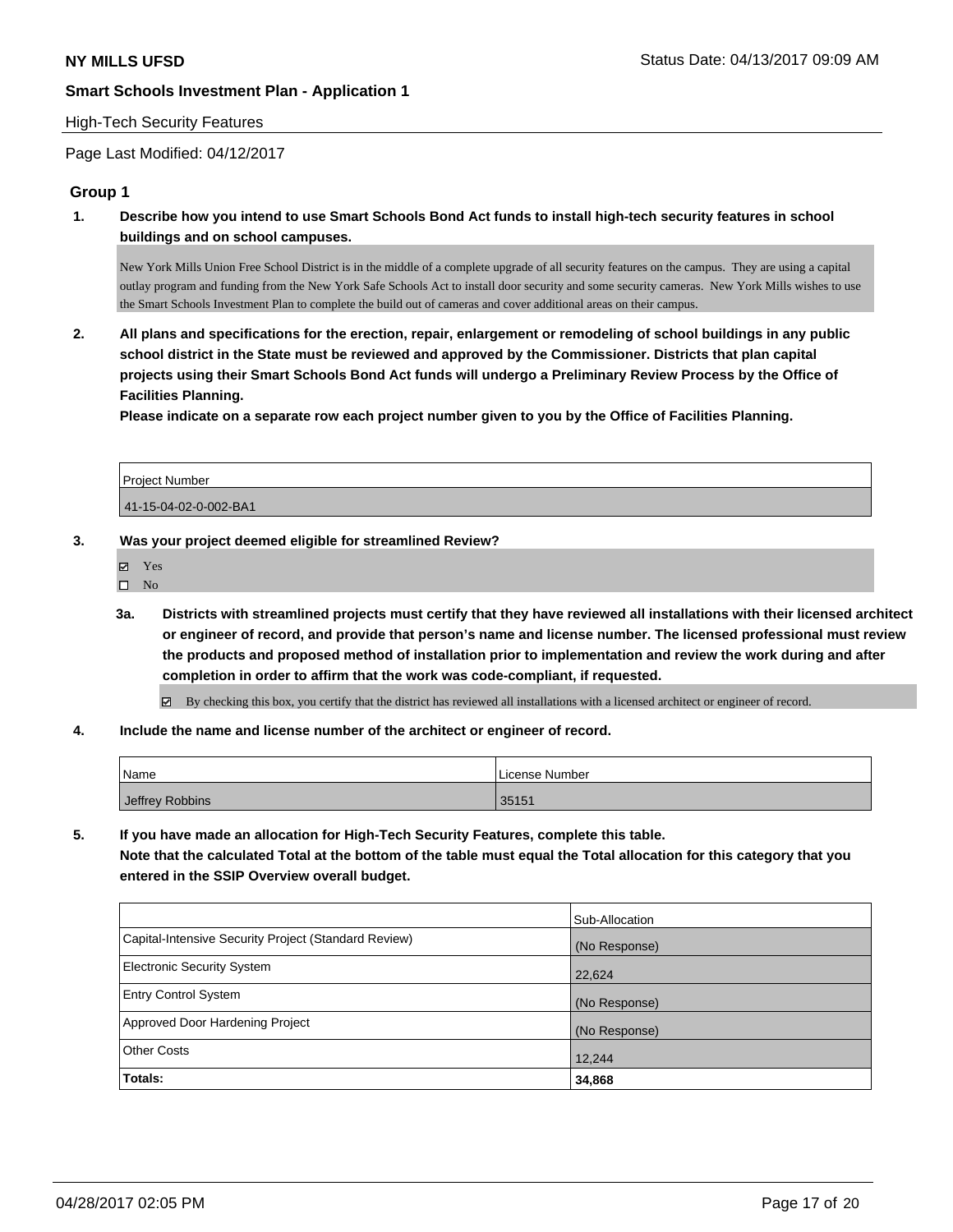**NY MILLS UFSD**

Status Date: 04/13/2017 09:09 AM

**Smart Schools Investment Plan - Application 1**

High-Tech Security Features

Page Last Modified: 04/12/2017

### Group 1

**1. Describe how you intend to use Smart Schools Bond Act funds to install high-tech security features in school buildings and on school campuses.**

New York Mills Union Free School District is in the middle of a complete upgrade of all security features on the campus. They are using a capital outlay program and funding from the New York Safe Schools Act to install door security and some security cameras. New York Mills wishes to use the Smart Schools Investment Plan to complete the build out of cameras and cover additional areas on their campus.

**2. All plans and specifications for the erection, repair, enlargement or remodeling of school buildings in any public school district in the State must be reviewed and approved by the Commissioner. Districts that plan capital projects using their Smart Schools Bond Act funds will undergo a Preliminary Review Process by the Office of Facilities Planning.**
**Please indicate on a separate row each project number given to you by the Office of Facilities Planning.**

| Project Number |
|---|
| 41-15-04-02-0-002-BA1 |

**3. Was your project deemed eligible for streamlined Review?**

☑ Yes
☐ No

**3a. Districts with streamlined projects must certify that they have reviewed all installations with their licensed architect or engineer of record, and provide that person's name and license number. The licensed professional must review the products and proposed method of installation prior to implementation and review the work during and after completion in order to affirm that the work was code-compliant, if requested.**

☑ By checking this box, you certify that the district has reviewed all installations with a licensed architect or engineer of record.

**4. Include the name and license number of the architect or engineer of record.**

| Name | License Number |
|---|---|
| Jeffrey Robbins | 35151 |

**5. If you have made an allocation for High-Tech Security Features, complete this table.**
**Note that the calculated Total at the bottom of the table must equal the Total allocation for this category that you entered in the SSIP Overview overall budget.**

| | Sub-Allocation |
|---|---|
| Capital-Intensive Security Project (Standard Review) | (No Response) |
| Electronic Security System | 22,624 |
| Entry Control System | (No Response) |
| Approved Door Hardening Project | (No Response) |
| Other Costs | 12,244 |
| **Totals:** | **34,868** |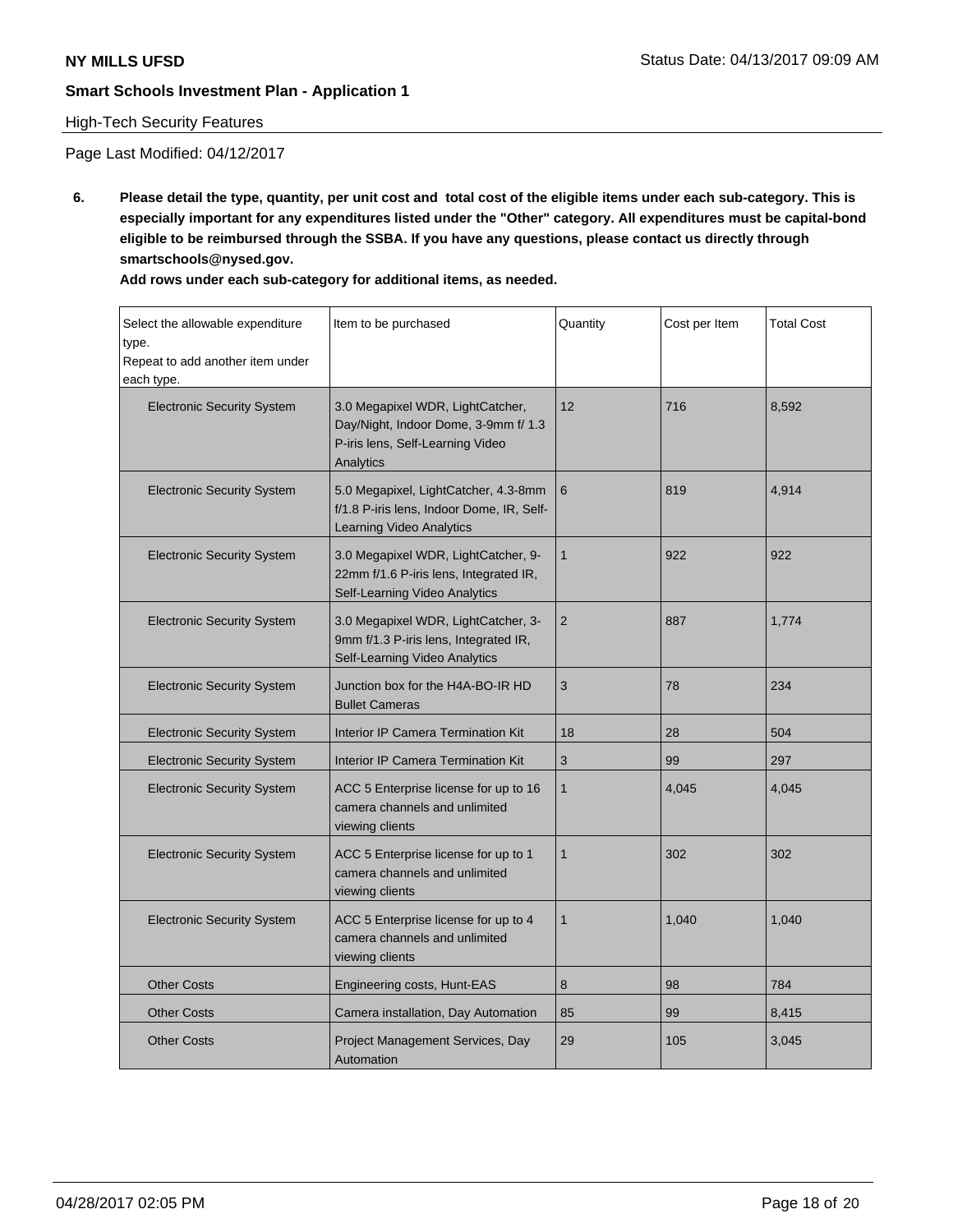High-Tech Security Features

Page Last Modified: 04/12/2017

**6. Please detail the type, quantity, per unit cost and total cost of the eligible items under each sub-category. This is especially important for any expenditures listed under the "Other" category. All expenditures must be capital-bond eligible to be reimbursed through the SSBA. If you have any questions, please contact us directly through smartschools@nysed.gov.**

**Add rows under each sub-category for additional items, as needed.**

| Select the allowable expenditure type. Repeat to add another item under each type. | Item to be purchased | Quantity | Cost per Item | Total Cost |
|---|---|---|---|---|
| Electronic Security System | 3.0 Megapixel WDR, LightCatcher, Day/Night, Indoor Dome, 3-9mm f/ 1.3 P-iris lens, Self-Learning Video Analytics | 12 | 716 | 8,592 |
| Electronic Security System | 5.0 Megapixel, LightCatcher, 4.3-8mm f/1.8 P-iris lens, Indoor Dome, IR, Self-Learning Video Analytics | 6 | 819 | 4,914 |
| Electronic Security System | 3.0 Megapixel WDR, LightCatcher, 9-22mm f/1.6 P-iris lens, Integrated IR, Self-Learning Video Analytics | 1 | 922 | 922 |
| Electronic Security System | 3.0 Megapixel WDR, LightCatcher, 3-9mm f/1.3 P-iris lens, Integrated IR, Self-Learning Video Analytics | 2 | 887 | 1,774 |
| Electronic Security System | Junction box for the H4A-BO-IR HD Bullet Cameras | 3 | 78 | 234 |
| Electronic Security System | Interior IP Camera Termination Kit | 18 | 28 | 504 |
| Electronic Security System | Interior IP Camera Termination Kit | 3 | 99 | 297 |
| Electronic Security System | ACC 5 Enterprise license for up to 16 camera channels and unlimited viewing clients | 1 | 4,045 | 4,045 |
| Electronic Security System | ACC 5 Enterprise license for up to 1 camera channels and unlimited viewing clients | 1 | 302 | 302 |
| Electronic Security System | ACC 5 Enterprise license for up to 4 camera channels and unlimited viewing clients | 1 | 1,040 | 1,040 |
| Other Costs | Engineering costs, Hunt-EAS | 8 | 98 | 784 |
| Other Costs | Camera installation, Day Automation | 85 | 99 | 8,415 |
| Other Costs | Project Management Services, Day Automation | 29 | 105 | 3,045 |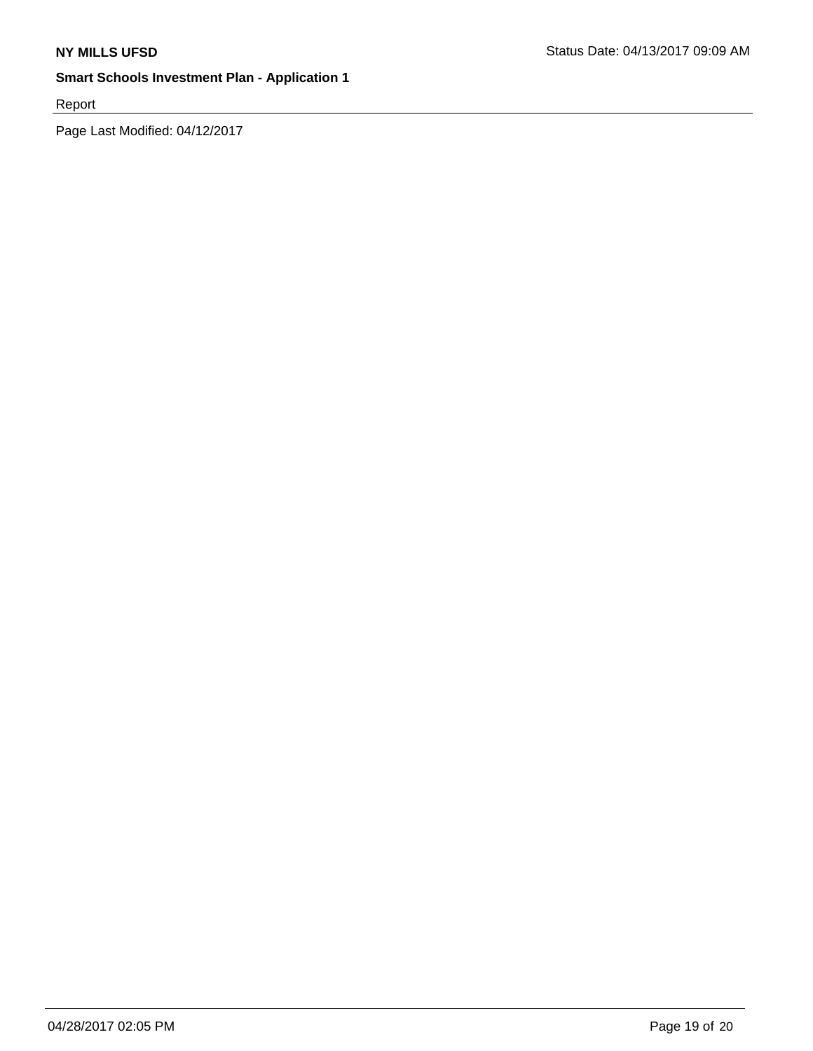Report

Page Last Modified: 04/12/2017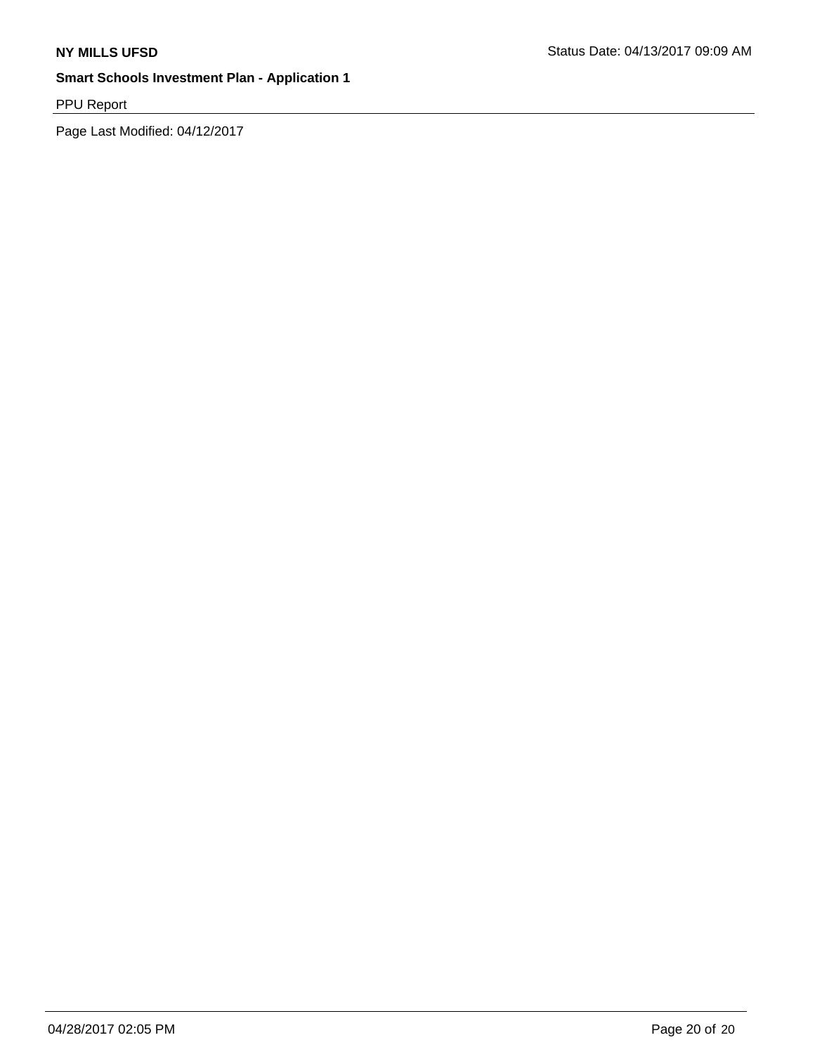PPU Report

Page Last Modified: 04/12/2017